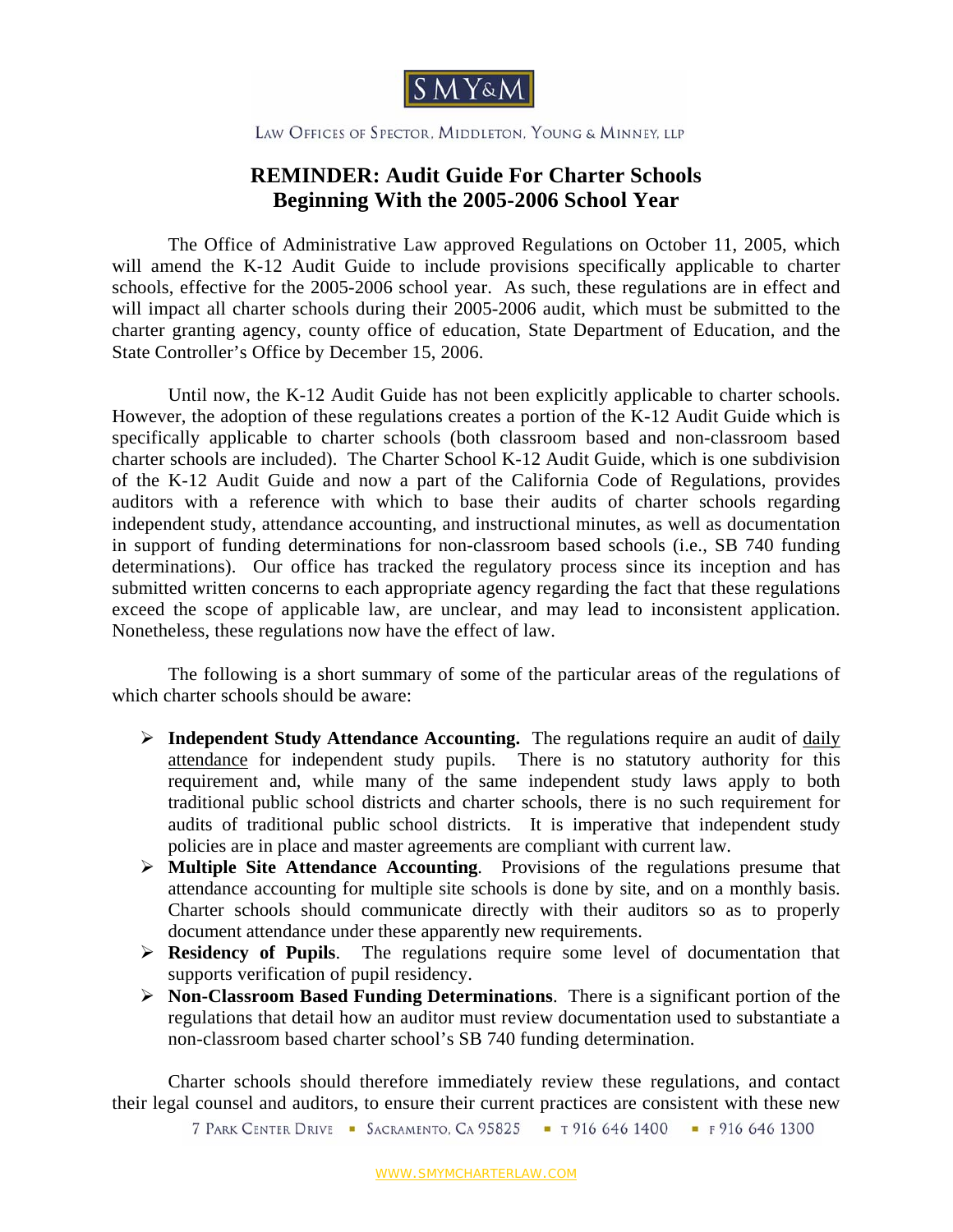SMY&M

LAW OFFICES OF SPECTOR, MIDDLETON, YOUNG & MINNEY, LLP

# REMINDER: Audit Guide For Charter Schools Beginning With the 2005-2006 School Year

The Office of Administrative Law approved Regulations on October 11, 2005, which will amend the K-12 Audit Guide to include provisions specifically applicable to charter schools, effective for the 2005-2006 school year. As such, these regulations are in effect and will impact all charter schools during their 2005-2006 audit, which must be submitted to the charter granting agency, county office of education, State Department of Education, and the State Controller's Office by December 15, 2006.

Until now, the K-12 Audit Guide has not been explicitly applicable to charter schools. However, the adoption of these regulations creates a portion of the K-12 Audit Guide which is specifically applicable to charter schools (both classroom based and non-classroom based charter schools are included). The Charter School K-12 Audit Guide, which is one subdivision of the K-12 Audit Guide and now a part of the California Code of Regulations, provides auditors with a reference with which to base their audits of charter schools regarding independent study, attendance accounting, and instructional minutes, as well as documentation in support of funding determinations for non-classroom based schools (i.e., SB 740 funding determinations). Our office has tracked the regulatory process since its inception and has submitted written concerns to each appropriate agency regarding the fact that these regulations exceed the scope of applicable law, are unclear, and may lead to inconsistent application. Nonetheless, these regulations now have the effect of law.

The following is a short summary of some of the particular areas of the regulations of which charter schools should be aware:

- **Independent Study Attendance Accounting.** The regulations require an audit of daily attendance for independent study pupils. There is no statutory authority for this requirement and, while many of the same independent study laws apply to both traditional public school districts and charter schools, there is no such requirement for audits of traditional public school districts. It is imperative that independent study policies are in place and master agreements are compliant with current law.
- **Multiple Site Attendance Accounting**. Provisions of the regulations presume that attendance accounting for multiple site schools is done by site, and on a monthly basis. Charter schools should communicate directly with their auditors so as to properly document attendance under these apparently new requirements.
- **Residency of Pupils**. The regulations require some level of documentation that supports verification of pupil residency.
- **Non-Classroom Based Funding Determinations**. There is a significant portion of the regulations that detail how an auditor must review documentation used to substantiate a non-classroom based charter school's SB 740 funding determination.

Charter schools should therefore immediately review these regulations, and contact their legal counsel and auditors, to ensure their current practices are consistent with these new

7 PARK CENTER DRIVE ▪ SACRAMENTO, CA 95825 ▪ T 916 646 1400 ▪ F 916 646 1300

WWW.SMYMCHARTERLAW.COM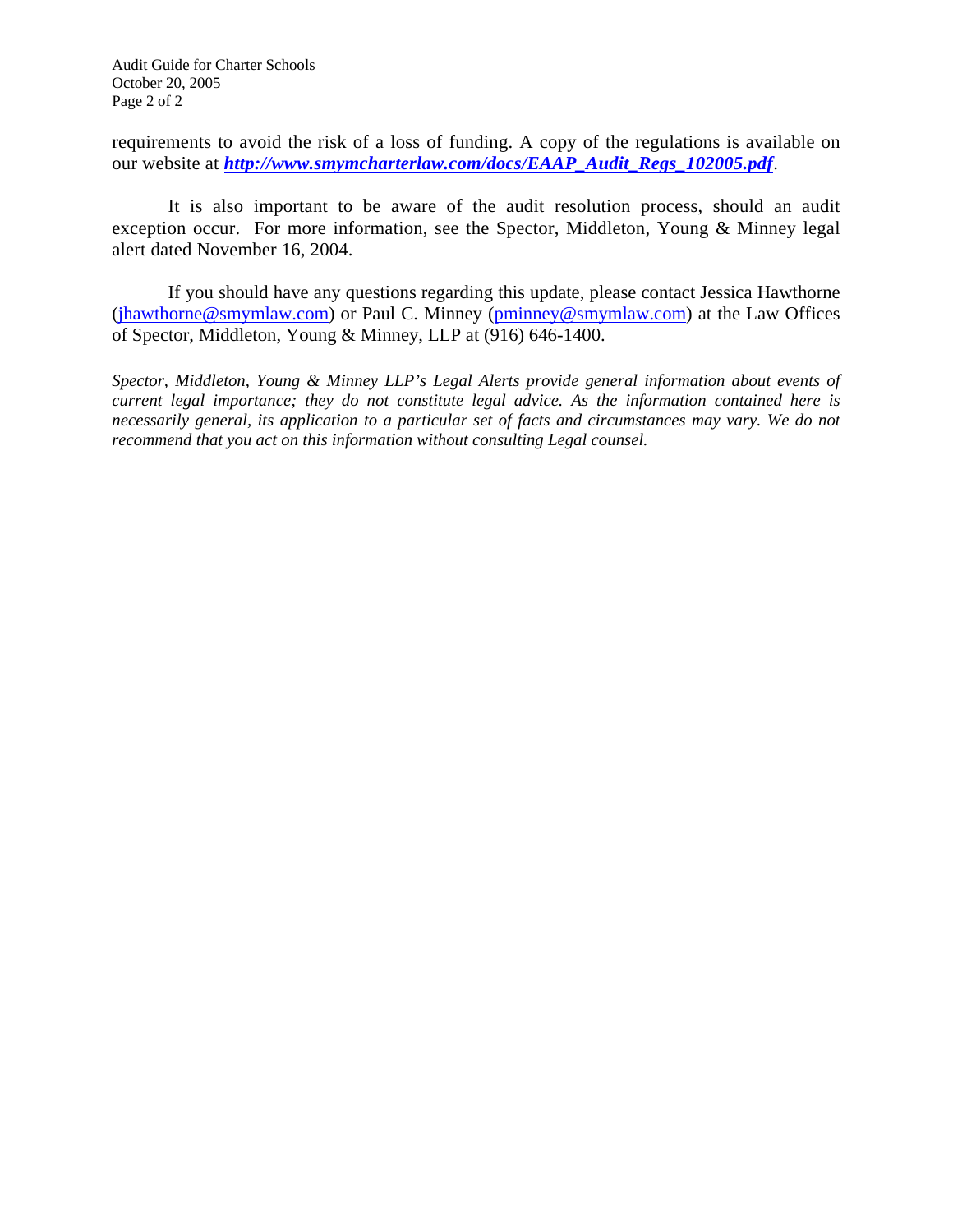requirements to avoid the risk of a loss of funding. A copy of the regulations is available on our website at ***http://www.smymcharterlaw.com/docs/EAAP_Audit_Regs_102005.pdf***.

It is also important to be aware of the audit resolution process, should an audit exception occur. For more information, see the Spector, Middleton, Young & Minney legal alert dated November 16, 2004.

If you should have any questions regarding this update, please contact Jessica Hawthorne (jhawthorne@smymlaw.com) or Paul C. Minney (pminney@smymlaw.com) at the Law Offices of Spector, Middleton, Young & Minney, LLP at (916) 646-1400.

*Spector, Middleton, Young & Minney LLP's Legal Alerts provide general information about events of current legal importance; they do not constitute legal advice. As the information contained here is necessarily general, its application to a particular set of facts and circumstances may vary. We do not recommend that you act on this information without consulting Legal counsel.*